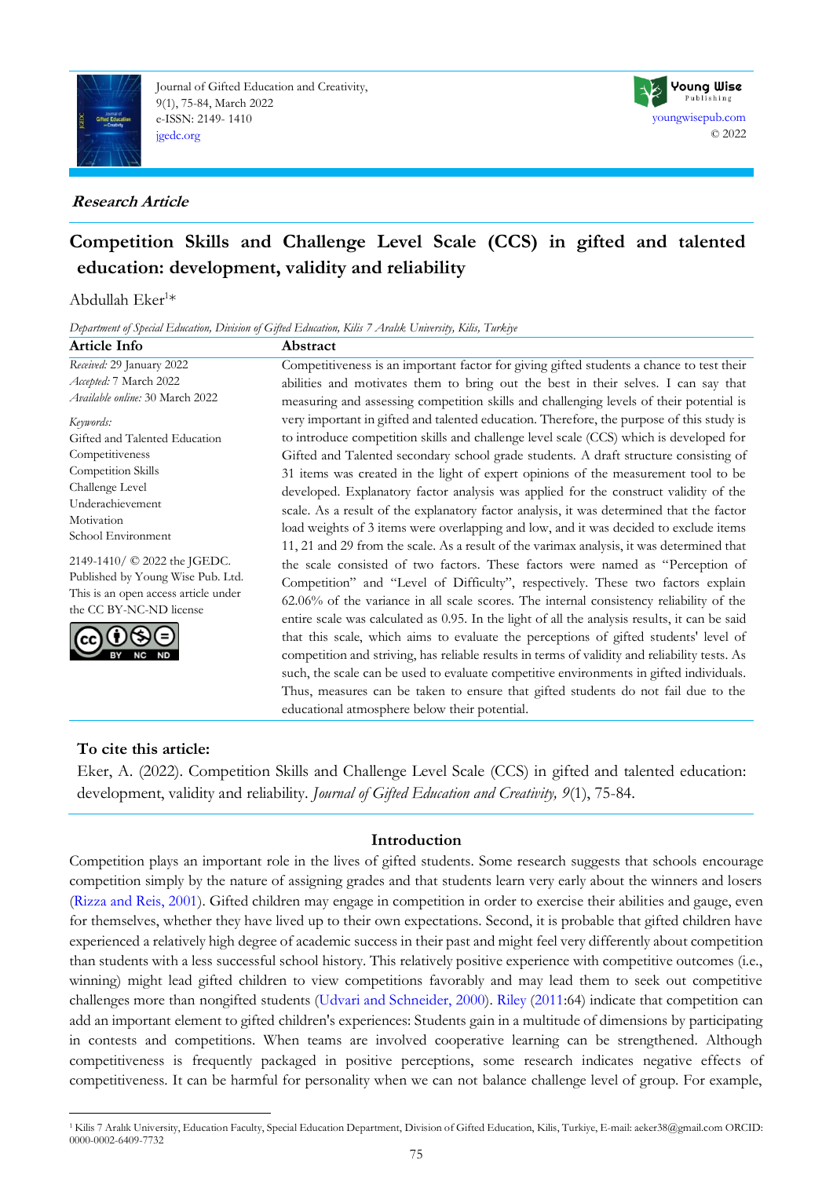*Research Article*

# Competition Skills and Challenge Level Scale (CCS) in gifted and talented education: development, validity and reliability

Abdullah Eker[1]*

*Department of Special Education, Division of Gifted Education, Kilis 7 Aralık University, Kilis, Turkiye*

## Article Info

*Received:* 29 January 2022
*Accepted:* 7 March 2022
*Available online:* 30 March 2022

*Keywords:*
Gifted and Talented Education
Competitiveness
Competition Skills
Challenge Level
Underachievement
Motivation
School Environment

2149-1410/ © 2022 the JGEDC. Published by Young Wise Pub. Ltd. This is an open access article under the CC BY-NC-ND license

## Abstract

Competitiveness is an important factor for giving gifted students a chance to test their abilities and motivates them to bring out the best in their selves. I can say that measuring and assessing competition skills and challenging levels of their potential is very important in gifted and talented education. Therefore, the purpose of this study is to introduce competition skills and challenge level scale (CCS) which is developed for Gifted and Talented secondary school grade students. A draft structure consisting of 31 items was created in the light of expert opinions of the measurement tool to be developed. Explanatory factor analysis was applied for the construct validity of the scale. As a result of the explanatory factor analysis, it was determined that the factor load weights of 3 items were overlapping and low, and it was decided to exclude items 11, 21 and 29 from the scale. As a result of the varimax analysis, it was determined that the scale consisted of two factors. These factors were named as "Perception of Competition" and "Level of Difficulty", respectively. These two factors explain 62.06% of the variance in all scale scores. The internal consistency reliability of the entire scale was calculated as 0.95. In the light of all the analysis results, it can be said that this scale, which aims to evaluate the perceptions of gifted students' level of competition and striving, has reliable results in terms of validity and reliability tests. As such, the scale can be used to evaluate competitive environments in gifted individuals. Thus, measures can be taken to ensure that gifted students do not fail due to the educational atmosphere below their potential.

**To cite this article:**

Eker, A. (2022). Competition Skills and Challenge Level Scale (CCS) in gifted and talented education: development, validity and reliability. *Journal of Gifted Education and Creativity, 9*(1), 75-84.

## Introduction

Competition plays an important role in the lives of gifted students. Some research suggests that schools encourage competition simply by the nature of assigning grades and that students learn very early about the winners and losers (Rizza and Reis, 2001). Gifted children may engage in competition in order to exercise their abilities and gauge, even for themselves, whether they have lived up to their own expectations. Second, it is probable that gifted children have experienced a relatively high degree of academic success in their past and might feel very differently about competition than students with a less successful school history. This relatively positive experience with competitive outcomes (i.e., winning) might lead gifted children to view competitions favorably and may lead them to seek out competitive challenges more than nongifted students (Udvari and Schneider, 2000). Riley (2011:64) indicate that competition can add an important element to gifted children's experiences: Students gain in a multitude of dimensions by participating in contests and competitions. When teams are involved cooperative learning can be strengthened. Although competitiveness is frequently packaged in positive perceptions, some research indicates negative effects of competitiveness. It can be harmful for personality when we can not balance challenge level of group. For example,

[1] Kilis 7 Aralık University, Education Faculty, Special Education Department, Division of Gifted Education, Kilis, Turkiye, E-mail: aeker38@gmail.com ORCID: 0000-0002-6409-7732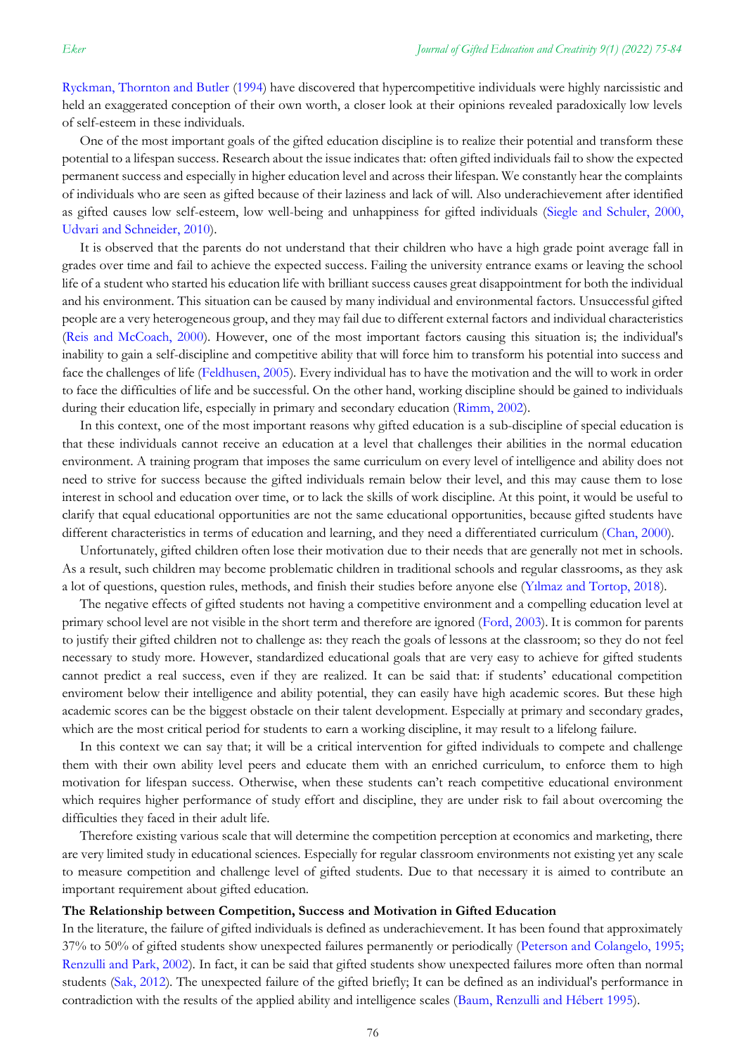Ryckman, Thornton and Butler (1994) have discovered that hypercompetitive individuals were highly narcissistic and held an exaggerated conception of their own worth, a closer look at their opinions revealed paradoxically low levels of self-esteem in these individuals.

One of the most important goals of the gifted education discipline is to realize their potential and transform these potential to a lifespan success. Research about the issue indicates that: often gifted individuals fail to show the expected permanent success and especially in higher education level and across their lifespan. We constantly hear the complaints of individuals who are seen as gifted because of their laziness and lack of will. Also underachievement after identified as gifted causes low self-esteem, low well-being and unhappiness for gifted individuals (Siegle and Schuler, 2000, Udvari and Schneider, 2010).

It is observed that the parents do not understand that their children who have a high grade point average fall in grades over time and fail to achieve the expected success. Failing the university entrance exams or leaving the school life of a student who started his education life with brilliant success causes great disappointment for both the individual and his environment. This situation can be caused by many individual and environmental factors. Unsuccessful gifted people are a very heterogeneous group, and they may fail due to different external factors and individual characteristics (Reis and McCoach, 2000). However, one of the most important factors causing this situation is; the individual's inability to gain a self-discipline and competitive ability that will force him to transform his potential into success and face the challenges of life (Feldhusen, 2005). Every individual has to have the motivation and the will to work in order to face the difficulties of life and be successful. On the other hand, working discipline should be gained to individuals during their education life, especially in primary and secondary education (Rimm, 2002).

In this context, one of the most important reasons why gifted education is a sub-discipline of special education is that these individuals cannot receive an education at a level that challenges their abilities in the normal education environment. A training program that imposes the same curriculum on every level of intelligence and ability does not need to strive for success because the gifted individuals remain below their level, and this may cause them to lose interest in school and education over time, or to lack the skills of work discipline. At this point, it would be useful to clarify that equal educational opportunities are not the same educational opportunities, because gifted students have different characteristics in terms of education and learning, and they need a differentiated curriculum (Chan, 2000).

Unfortunately, gifted children often lose their motivation due to their needs that are generally not met in schools. As a result, such children may become problematic children in traditional schools and regular classrooms, as they ask a lot of questions, question rules, methods, and finish their studies before anyone else (Yılmaz and Tortop, 2018).

The negative effects of gifted students not having a competitive environment and a compelling education level at primary school level are not visible in the short term and therefore are ignored (Ford, 2003). It is common for parents to justify their gifted children not to challenge as: they reach the goals of lessons at the classroom; so they do not feel necessary to study more. However, standardized educational goals that are very easy to achieve for gifted students cannot predict a real success, even if they are realized. It can be said that: if students' educational competition enviroment below their intelligence and ability potential, they can easily have high academic scores. But these high academic scores can be the biggest obstacle on their talent development. Especially at primary and secondary grades, which are the most critical period for students to earn a working discipline, it may result to a lifelong failure.

In this context we can say that; it will be a critical intervention for gifted individuals to compete and challenge them with their own ability level peers and educate them with an enriched curriculum, to enforce them to high motivation for lifespan success. Otherwise, when these students can't reach competitive educational environment which requires higher performance of study effort and discipline, they are under risk to fail about overcoming the difficulties they faced in their adult life.

Therefore existing various scale that will determine the competition perception at economics and marketing, there are very limited study in educational sciences. Especially for regular classroom environments not existing yet any scale to measure competition and challenge level of gifted students. Due to that necessary it is aimed to contribute an important requirement about gifted education.

**The Relationship between Competition, Success and Motivation in Gifted Education**

In the literature, the failure of gifted individuals is defined as underachievement. It has been found that approximately 37% to 50% of gifted students show unexpected failures permanently or periodically (Peterson and Colangelo, 1995; Renzulli and Park, 2002). In fact, it can be said that gifted students show unexpected failures more often than normal students (Sak, 2012). The unexpected failure of the gifted briefly; It can be defined as an individual's performance in contradiction with the results of the applied ability and intelligence scales (Baum, Renzulli and Hébert 1995).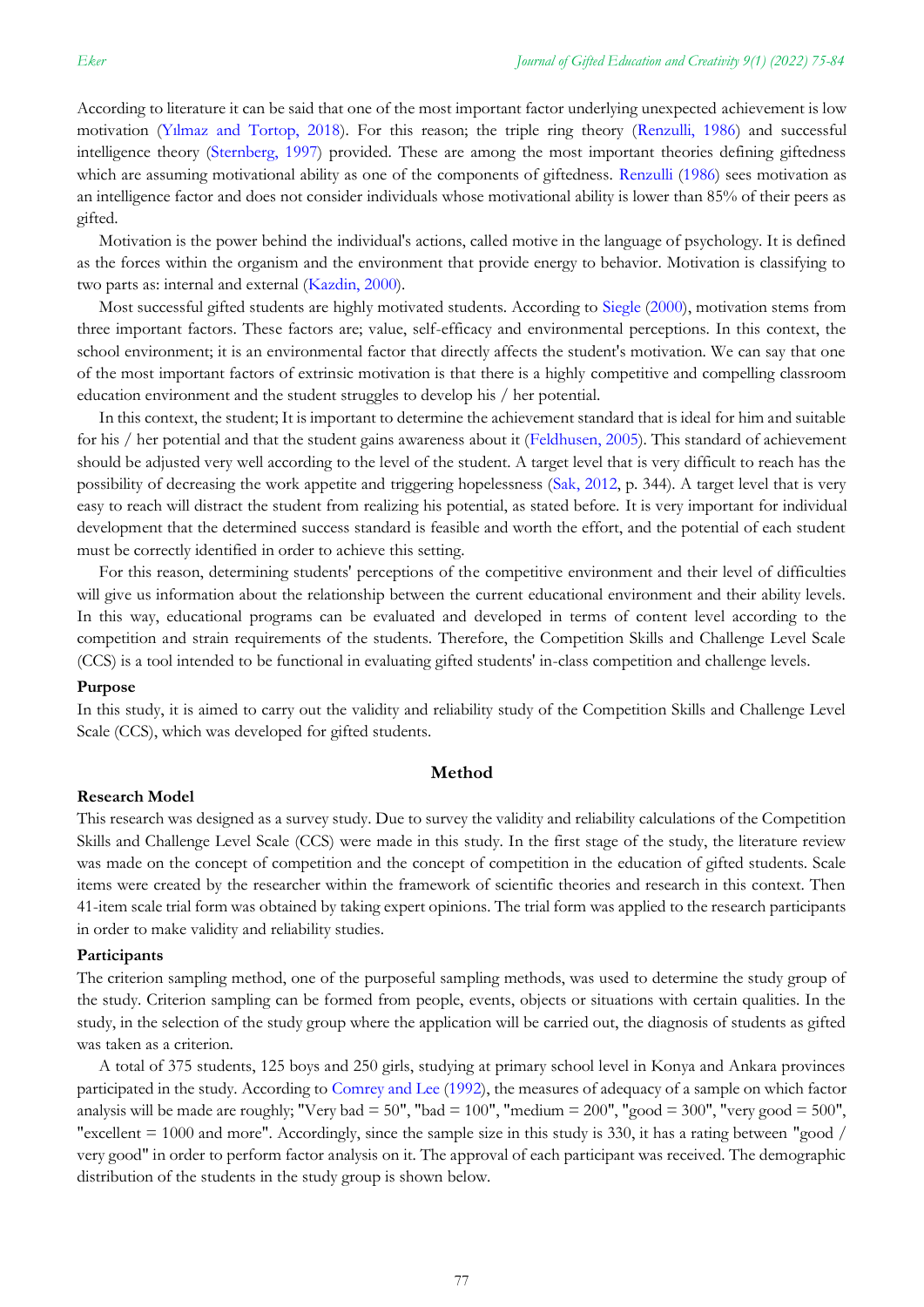According to literature it can be said that one of the most important factor underlying unexpected achievement is low motivation (Yılmaz and Tortop, 2018). For this reason; the triple ring theory (Renzulli, 1986) and successful intelligence theory (Sternberg, 1997) provided. These are among the most important theories defining giftedness which are assuming motivational ability as one of the components of giftedness. Renzulli (1986) sees motivation as an intelligence factor and does not consider individuals whose motivational ability is lower than 85% of their peers as gifted.

Motivation is the power behind the individual's actions, called motive in the language of psychology. It is defined as the forces within the organism and the environment that provide energy to behavior. Motivation is classifying to two parts as: internal and external (Kazdin, 2000).

Most successful gifted students are highly motivated students. According to Siegle (2000), motivation stems from three important factors. These factors are; value, self-efficacy and environmental perceptions. In this context, the school environment; it is an environmental factor that directly affects the student's motivation. We can say that one of the most important factors of extrinsic motivation is that there is a highly competitive and compelling classroom education environment and the student struggles to develop his / her potential.

In this context, the student; It is important to determine the achievement standard that is ideal for him and suitable for his / her potential and that the student gains awareness about it (Feldhusen, 2005). This standard of achievement should be adjusted very well according to the level of the student. A target level that is very difficult to reach has the possibility of decreasing the work appetite and triggering hopelessness (Sak, 2012, p. 344). A target level that is very easy to reach will distract the student from realizing his potential, as stated before. It is very important for individual development that the determined success standard is feasible and worth the effort, and the potential of each student must be correctly identified in order to achieve this setting.

For this reason, determining students' perceptions of the competitive environment and their level of difficulties will give us information about the relationship between the current educational environment and their ability levels. In this way, educational programs can be evaluated and developed in terms of content level according to the competition and strain requirements of the students. Therefore, the Competition Skills and Challenge Level Scale (CCS) is a tool intended to be functional in evaluating gifted students' in-class competition and challenge levels.

### Purpose

In this study, it is aimed to carry out the validity and reliability study of the Competition Skills and Challenge Level Scale (CCS), which was developed for gifted students.

## Method

### Research Model

This research was designed as a survey study. Due to survey the validity and reliability calculations of the Competition Skills and Challenge Level Scale (CCS) were made in this study. In the first stage of the study, the literature review was made on the concept of competition and the concept of competition in the education of gifted students. Scale items were created by the researcher within the framework of scientific theories and research in this context. Then 41-item scale trial form was obtained by taking expert opinions. The trial form was applied to the research participants in order to make validity and reliability studies.

### Participants

The criterion sampling method, one of the purposeful sampling methods, was used to determine the study group of the study. Criterion sampling can be formed from people, events, objects or situations with certain qualities. In the study, in the selection of the study group where the application will be carried out, the diagnosis of students as gifted was taken as a criterion.

A total of 375 students, 125 boys and 250 girls, studying at primary school level in Konya and Ankara provinces participated in the study. According to Comrey and Lee (1992), the measures of adequacy of a sample on which factor analysis will be made are roughly; "Very bad = 50", "bad = 100", "medium = 200", "good = 300", "very good = 500", "excellent = 1000 and more". Accordingly, since the sample size in this study is 330, it has a rating between "good / very good" in order to perform factor analysis on it. The approval of each participant was received. The demographic distribution of the students in the study group is shown below.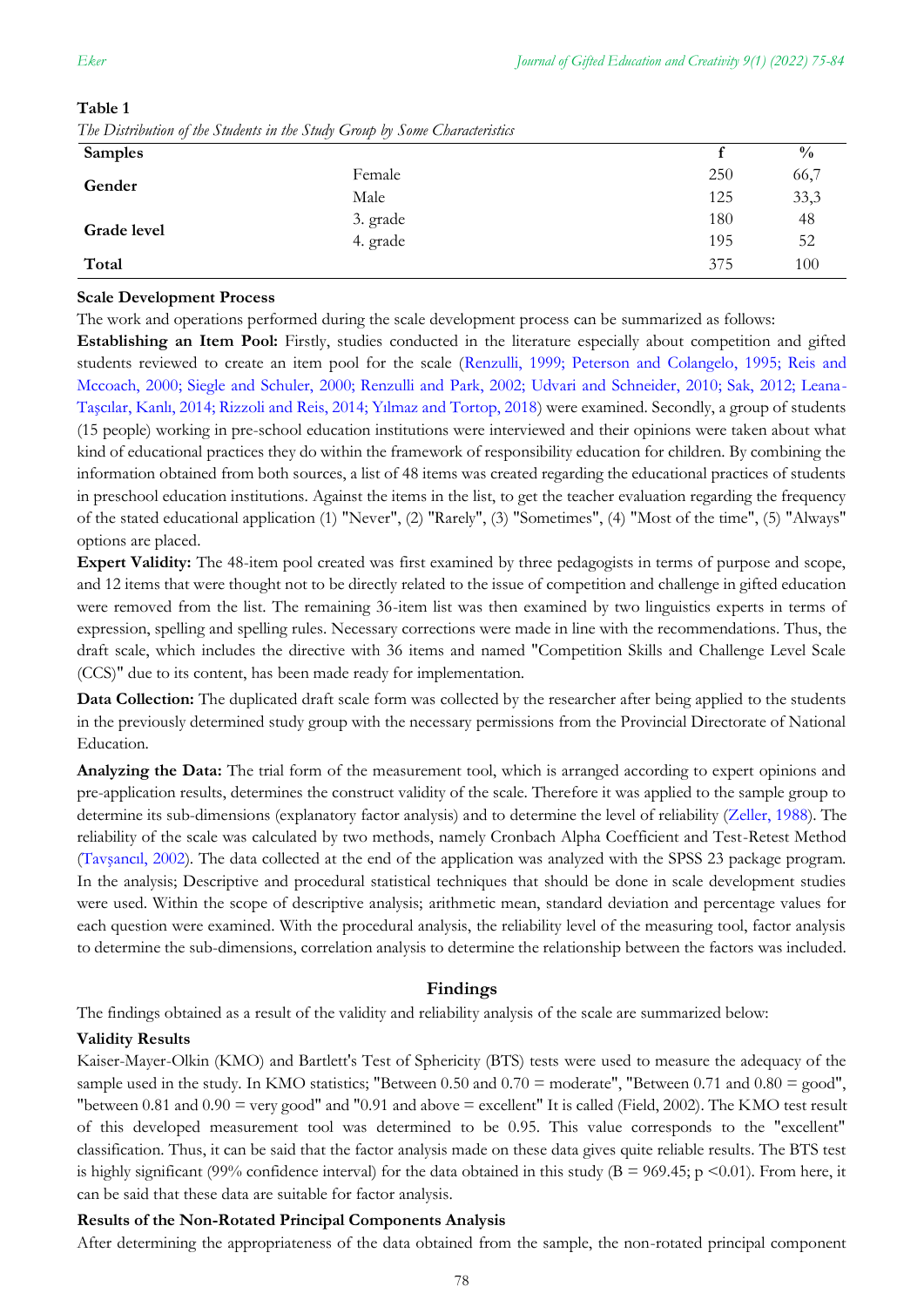**Table 1**

*The Distribution of the Students in the Study Group by Some Characteristics*

| Samples | | f | % |
|---|---|---|---|
| Gender | Female | 250 | 66,7 |
| | Male | 125 | 33,3 |
| Grade level | 3. grade | 180 | 48 |
| | 4. grade | 195 | 52 |
| Total | | 375 | 100 |

**Scale Development Process**

The work and operations performed during the scale development process can be summarized as follows:

**Establishing an Item Pool:** Firstly, studies conducted in the literature especially about competition and gifted students reviewed to create an item pool for the scale (Renzulli, 1999; Peterson and Colangelo, 1995; Reis and Mccoach, 2000; Siegle and Schuler, 2000; Renzulli and Park, 2002; Udvari and Schneider, 2010; Sak, 2012; Leana-Taşcılar, Kanlı, 2014; Rizzoli and Reis, 2014; Yılmaz and Tortop, 2018) were examined. Secondly, a group of students (15 people) working in pre-school education institutions were interviewed and their opinions were taken about what kind of educational practices they do within the framework of responsibility education for children. By combining the information obtained from both sources, a list of 48 items was created regarding the educational practices of students in preschool education institutions. Against the items in the list, to get the teacher evaluation regarding the frequency of the stated educational application (1) "Never", (2) "Rarely", (3) "Sometimes", (4) "Most of the time", (5) "Always" options are placed.

**Expert Validity:** The 48-item pool created was first examined by three pedagogists in terms of purpose and scope, and 12 items that were thought not to be directly related to the issue of competition and challenge in gifted education were removed from the list. The remaining 36-item list was then examined by two linguistics experts in terms of expression, spelling and spelling rules. Necessary corrections were made in line with the recommendations. Thus, the draft scale, which includes the directive with 36 items and named "Competition Skills and Challenge Level Scale (CCS)" due to its content, has been made ready for implementation.

**Data Collection:** The duplicated draft scale form was collected by the researcher after being applied to the students in the previously determined study group with the necessary permissions from the Provincial Directorate of National Education.

**Analyzing the Data:** The trial form of the measurement tool, which is arranged according to expert opinions and pre-application results, determines the construct validity of the scale. Therefore it was applied to the sample group to determine its sub-dimensions (explanatory factor analysis) and to determine the level of reliability (Zeller, 1988). The reliability of the scale was calculated by two methods, namely Cronbach Alpha Coefficient and Test-Retest Method (Tavşancıl, 2002). The data collected at the end of the application was analyzed with the SPSS 23 package program. In the analysis; Descriptive and procedural statistical techniques that should be done in scale development studies were used. Within the scope of descriptive analysis; arithmetic mean, standard deviation and percentage values for each question were examined. With the procedural analysis, the reliability level of the measuring tool, factor analysis to determine the sub-dimensions, correlation analysis to determine the relationship between the factors was included.

## Findings

The findings obtained as a result of the validity and reliability analysis of the scale are summarized below:

**Validity Results**

Kaiser-Mayer-Olkin (KMO) and Bartlett's Test of Sphericity (BTS) tests were used to measure the adequacy of the sample used in the study. In KMO statistics; "Between 0.50 and 0.70 = moderate", "Between 0.71 and 0.80 = good", "between 0.81 and 0.90 = very good" and "0.91 and above = excellent" It is called (Field, 2002). The KMO test result of this developed measurement tool was determined to be 0.95. This value corresponds to the "excellent" classification. Thus, it can be said that the factor analysis made on these data gives quite reliable results. The BTS test is highly significant (99% confidence interval) for the data obtained in this study ($B = 969.45$; $p < 0.01$). From here, it can be said that these data are suitable for factor analysis.

**Results of the Non-Rotated Principal Components Analysis**

After determining the appropriateness of the data obtained from the sample, the non-rotated principal component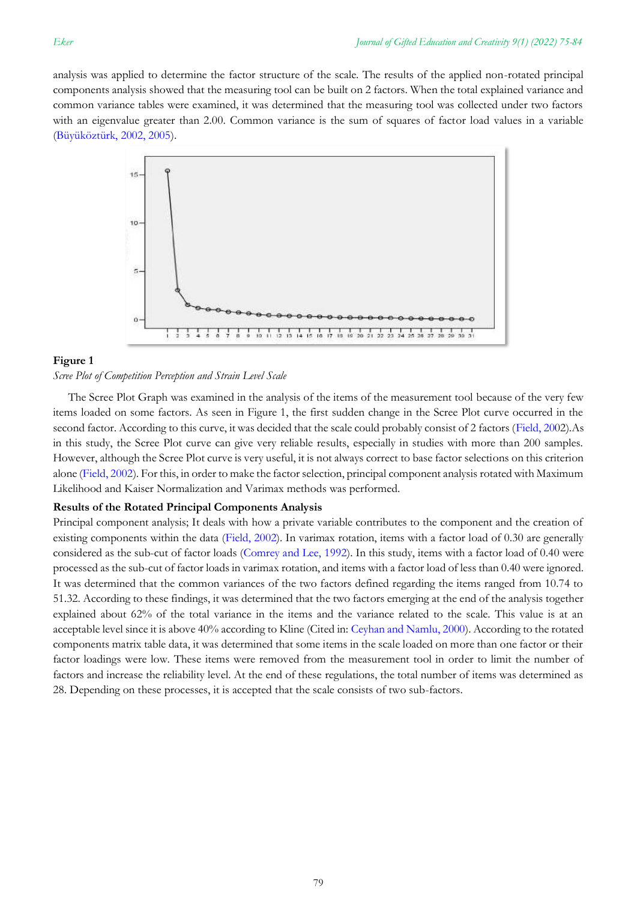analysis was applied to determine the factor structure of the scale. The results of the applied non-rotated principal components analysis showed that the measuring tool can be built on 2 factors. When the total explained variance and common variance tables were examined, it was determined that the measuring tool was collected under two factors with an eigenvalue greater than 2.00. Common variance is the sum of squares of factor load values in a variable (Büyüköztürk, 2002, 2005).

**Figure 1**

*Scree Plot of Competition Perception and Strain Level Scale*

The Scree Plot Graph was examined in the analysis of the items of the measurement tool because of the very few items loaded on some factors. As seen in Figure 1, the first sudden change in the Scree Plot curve occurred in the second factor. According to this curve, it was decided that the scale could probably consist of 2 factors (Field, 2002).As in this study, the Scree Plot curve can give very reliable results, especially in studies with more than 200 samples. However, although the Scree Plot curve is very useful, it is not always correct to base factor selections on this criterion alone (Field, 2002). For this, in order to make the factor selection, principal component analysis rotated with Maximum Likelihood and Kaiser Normalization and Varimax methods was performed.

**Results of the Rotated Principal Components Analysis**

Principal component analysis; It deals with how a private variable contributes to the component and the creation of existing components within the data (Field, 2002). In varimax rotation, items with a factor load of 0.30 are generally considered as the sub-cut of factor loads (Comrey and Lee, 1992). In this study, items with a factor load of 0.40 were processed as the sub-cut of factor loads in varimax rotation, and items with a factor load of less than 0.40 were ignored. It was determined that the common variances of the two factors defined regarding the items ranged from 10.74 to 51.32. According to these findings, it was determined that the two factors emerging at the end of the analysis together explained about 62% of the total variance in the items and the variance related to the scale. This value is at an acceptable level since it is above 40% according to Kline (Cited in: Ceyhan and Namlu, 2000). According to the rotated components matrix table data, it was determined that some items in the scale loaded on more than one factor or their factor loadings were low. These items were removed from the measurement tool in order to limit the number of factors and increase the reliability level. At the end of these regulations, the total number of items was determined as 28. Depending on these processes, it is accepted that the scale consists of two sub-factors.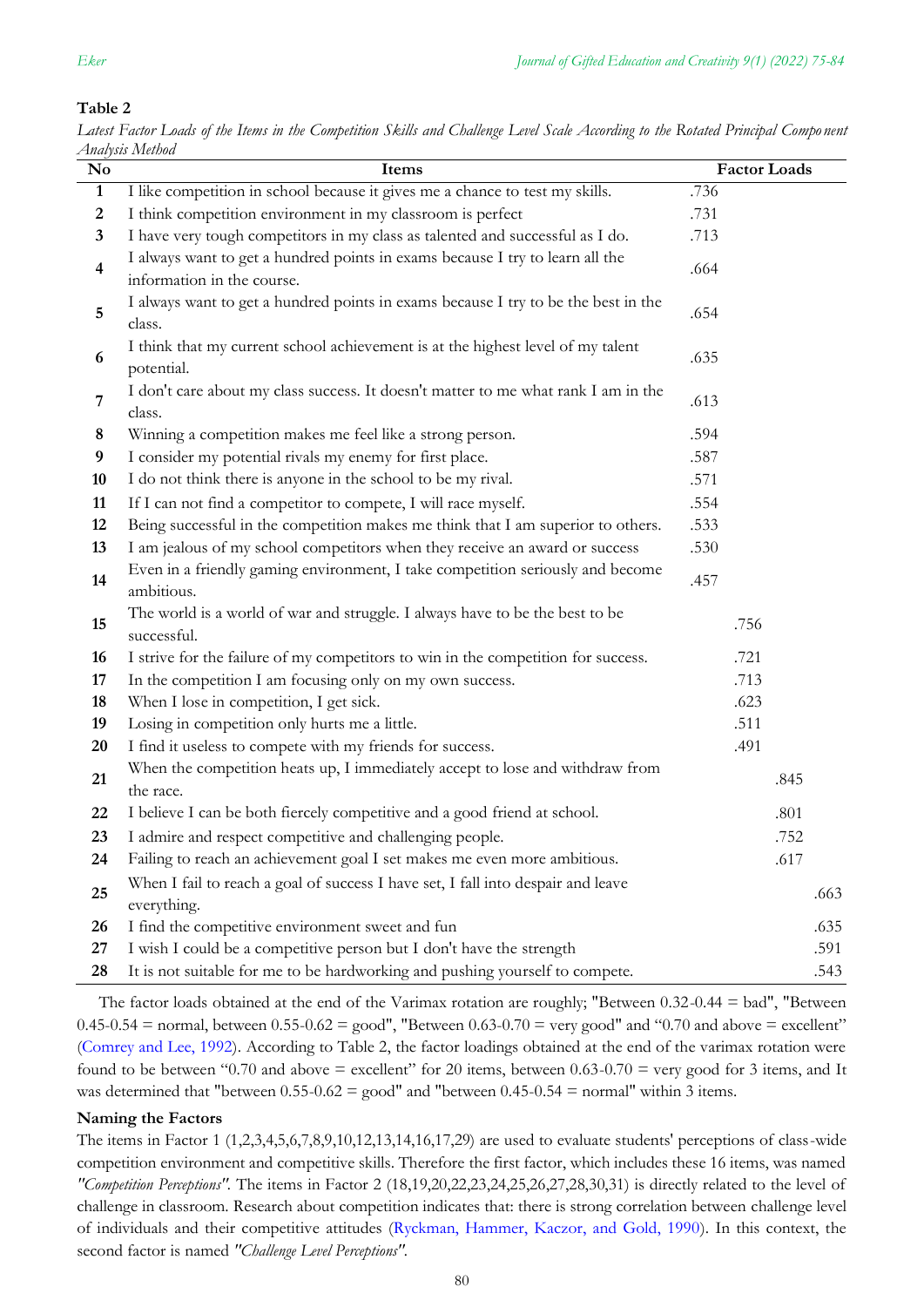**Table 2**

*Latest Factor Loads of the Items in the Competition Skills and Challenge Level Scale According to the Rotated Principal Component Analysis Method*

| No | Items | Factor Loads | | | |
|---|---|---|---|---|---|
| 1 | I like competition in school because it gives me a chance to test my skills. | .736 | | | |
| 2 | I think competition environment in my classroom is perfect | .731 | | | |
| 3 | I have very tough competitors in my class as talented and successful as I do. | .713 | | | |
| 4 | I always want to get a hundred points in exams because I try to learn all the information in the course. | .664 | | | |
| 5 | I always want to get a hundred points in exams because I try to be the best in the class. | .654 | | | |
| 6 | I think that my current school achievement is at the highest level of my talent potential. | .635 | | | |
| 7 | I don't care about my class success. It doesn't matter to me what rank I am in the class. | .613 | | | |
| 8 | Winning a competition makes me feel like a strong person. | .594 | | | |
| 9 | I consider my potential rivals my enemy for first place. | .587 | | | |
| 10 | I do not think there is anyone in the school to be my rival. | .571 | | | |
| 11 | If I can not find a competitor to compete, I will race myself. | .554 | | | |
| 12 | Being successful in the competition makes me think that I am superior to others. | .533 | | | |
| 13 | I am jealous of my school competitors when they receive an award or success | .530 | | | |
| 14 | Even in a friendly gaming environment, I take competition seriously and become ambitious. | .457 | | | |
| 15 | The world is a world of war and struggle. I always have to be the best to be successful. | | .756 | | |
| 16 | I strive for the failure of my competitors to win in the competition for success. | | .721 | | |
| 17 | In the competition I am focusing only on my own success. | | .713 | | |
| 18 | When I lose in competition, I get sick. | | .623 | | |
| 19 | Losing in competition only hurts me a little. | | .511 | | |
| 20 | I find it useless to compete with my friends for success. | | .491 | | |
| 21 | When the competition heats up, I immediately accept to lose and withdraw from the race. | | | .845 | |
| 22 | I believe I can be both fiercely competitive and a good friend at school. | | | .801 | |
| 23 | I admire and respect competitive and challenging people. | | | .752 | |
| 24 | Failing to reach an achievement goal I set makes me even more ambitious. | | | .617 | |
| 25 | When I fail to reach a goal of success I have set, I fall into despair and leave everything. | | | | .663 |
| 26 | I find the competitive environment sweet and fun | | | | .635 |
| 27 | I wish I could be a competitive person but I don't have the strength | | | | .591 |
| 28 | It is not suitable for me to be hardworking and pushing yourself to compete. | | | | .543 |

The factor loads obtained at the end of the Varimax rotation are roughly; "Between 0.32-0.44 = bad", "Between 0.45-0.54 = normal, between 0.55-0.62 = good", "Between 0.63-0.70 = very good" and "0.70 and above = excellent" (Comrey and Lee, 1992). According to Table 2, the factor loadings obtained at the end of the varimax rotation were found to be between "0.70 and above = excellent" for 20 items, between 0.63-0.70 = very good for 3 items, and It was determined that "between 0.55-0.62 = good" and "between 0.45-0.54 = normal" within 3 items.

**Naming the Factors**

The items in Factor 1 (1,2,3,4,5,6,7,8,9,10,12,13,14,16,17,29) are used to evaluate students' perceptions of class-wide competition environment and competitive skills. Therefore the first factor, which includes these 16 items, was named *"Competition Perceptions"*. The items in Factor 2 (18,19,20,22,23,24,25,26,27,28,30,31) is directly related to the level of challenge in classroom. Research about competition indicates that: there is strong correlation between challenge level of individuals and their competitive attitudes (Ryckman, Hammer, Kaczor, and Gold, 1990). In this context, the second factor is named *"Challenge Level Perceptions"*.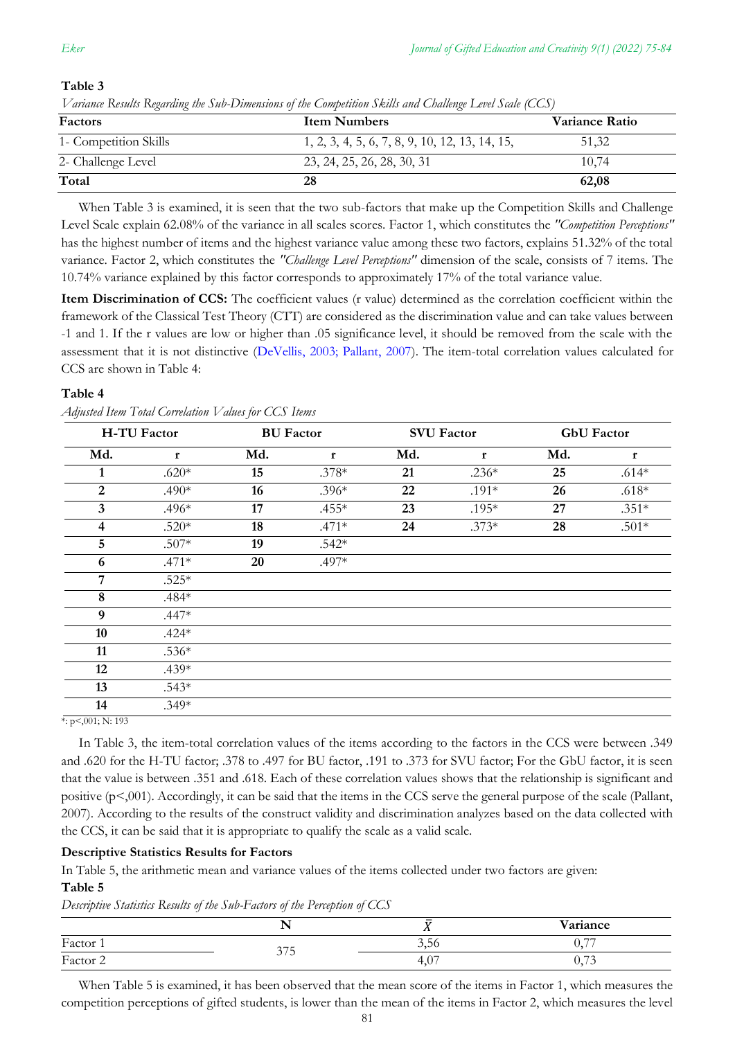**Table 3**

*Variance Results Regarding the Sub-Dimensions of the Competition Skills and Challenge Level Scale (CCS)*

| Factors | Item Numbers | Variance Ratio |
|---|---|---|
| 1- Competition Skills | 1, 2, 3, 4, 5, 6, 7, 8, 9, 10, 12, 13, 14, 15, | 51,32 |
| 2- Challenge Level | 23, 24, 25, 26, 28, 30, 31 | 10,74 |
| **Total** | **28** | **62,08** |

When Table 3 is examined, it is seen that the two sub-factors that make up the Competition Skills and Challenge Level Scale explain 62.08% of the variance in all scales scores. Factor 1, which constitutes the *"Competition Perceptions"* has the highest number of items and the highest variance value among these two factors, explains 51.32% of the total variance. Factor 2, which constitutes the *"Challenge Level Perceptions"* dimension of the scale, consists of 7 items. The 10.74% variance explained by this factor corresponds to approximately 17% of the total variance value.

**Item Discrimination of CCS:** The coefficient values (r value) determined as the correlation coefficient within the framework of the Classical Test Theory (CTT) are considered as the discrimination value and can take values between -1 and 1. If the r values are low or higher than .05 significance level, it should be removed from the scale with the assessment that it is not distinctive (DeVellis, 2003; Pallant, 2007). The item-total correlation values calculated for CCS are shown in Table 4:

**Table 4**

*Adjusted Item Total Correlation Values for CCS Items*

| H-TU Factor | | BU Factor | | SVU Factor | | GbU Factor | |
|---|---|---|---|---|---|---|---|
| **Md.** | **r** | **Md.** | **r** | **Md.** | **r** | **Md.** | **r** |
| **1** | .620* | **15** | .378* | **21** | .236* | **25** | .614* |
| **2** | .490* | **16** | .396* | **22** | .191* | **26** | .618* |
| **3** | .496* | **17** | .455* | **23** | .195* | **27** | .351* |
| **4** | .520* | **18** | .471* | **24** | .373* | **28** | .501* |
| **5** | .507* | **19** | .542* | | | | |
| **6** | .471* | **20** | .497* | | | | |
| **7** | .525* | | | | | | |
| **8** | .484* | | | | | | |
| **9** | .447* | | | | | | |
| **10** | .424* | | | | | | |
| **11** | .536* | | | | | | |
| **12** | .439* | | | | | | |
| **13** | .543* | | | | | | |
| **14** | .349* | | | | | | |

*: p<,001; N: 193

In Table 3, the item-total correlation values of the items according to the factors in the CCS were between .349 and .620 for the H-TU factor; .378 to .497 for BU factor, .191 to .373 for SVU factor; For the GbU factor, it is seen that the value is between .351 and .618. Each of these correlation values shows that the relationship is significant and positive (p<,001). Accordingly, it can be said that the items in the CCS serve the general purpose of the scale (Pallant, 2007). According to the results of the construct validity and discrimination analyzes based on the data collected with the CCS, it can be said that it is appropriate to qualify the scale as a valid scale.

**Descriptive Statistics Results for Factors**

In Table 5, the arithmetic mean and variance values of the items collected under two factors are given:

**Table 5**

*Descriptive Statistics Results of the Sub-Factors of the Perception of CCS*

| | N | $\bar{X}$ | Variance |
|---|---|---|---|
| Factor 1 | 375 | 3,56 | 0,77 |
| Factor 2 | | 4,07 | 0,73 |

When Table 5 is examined, it has been observed that the mean score of the items in Factor 1, which measures the competition perceptions of gifted students, is lower than the mean of the items in Factor 2, which measures the level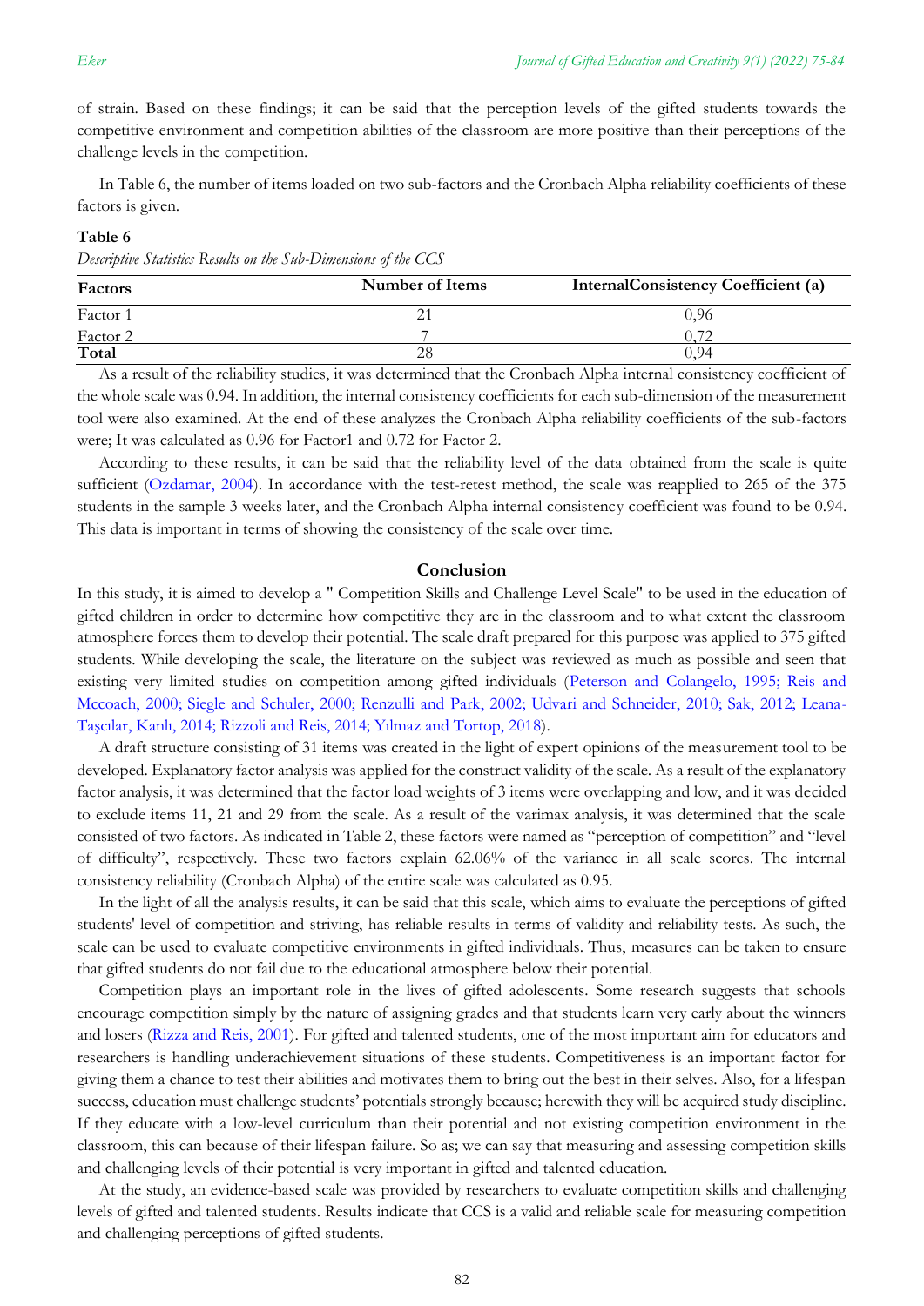of strain. Based on these findings; it can be said that the perception levels of the gifted students towards the competitive environment and competition abilities of the classroom are more positive than their perceptions of the challenge levels in the competition.

In Table 6, the number of items loaded on two sub-factors and the Cronbach Alpha reliability coefficients of these factors is given.

**Table 6**

*Descriptive Statistics Results on the Sub-Dimensions of the CCS*

| Factors | Number of Items | InternalConsistency Coefficient (a) |
|---|---|---|
| Factor 1 | 21 | 0,96 |
| Factor 2 | 7 | 0,72 |
| **Total** | 28 | 0,94 |

As a result of the reliability studies, it was determined that the Cronbach Alpha internal consistency coefficient of the whole scale was 0.94. In addition, the internal consistency coefficients for each sub-dimension of the measurement tool were also examined. At the end of these analyzes the Cronbach Alpha reliability coefficients of the sub-factors were; It was calculated as 0.96 for Factor1 and 0.72 for Factor 2.

According to these results, it can be said that the reliability level of the data obtained from the scale is quite sufficient (Ozdamar, 2004). In accordance with the test-retest method, the scale was reapplied to 265 of the 375 students in the sample 3 weeks later, and the Cronbach Alpha internal consistency coefficient was found to be 0.94. This data is important in terms of showing the consistency of the scale over time.

## Conclusion

In this study, it is aimed to develop a " Competition Skills and Challenge Level Scale" to be used in the education of gifted children in order to determine how competitive they are in the classroom and to what extent the classroom atmosphere forces them to develop their potential. The scale draft prepared for this purpose was applied to 375 gifted students. While developing the scale, the literature on the subject was reviewed as much as possible and seen that existing very limited studies on competition among gifted individuals (Peterson and Colangelo, 1995; Reis and Mccoach, 2000; Siegle and Schuler, 2000; Renzulli and Park, 2002; Udvari and Schneider, 2010; Sak, 2012; Leana-Taşcılar, Kanlı, 2014; Rizzoli and Reis, 2014; Yılmaz and Tortop, 2018).

A draft structure consisting of 31 items was created in the light of expert opinions of the measurement tool to be developed. Explanatory factor analysis was applied for the construct validity of the scale. As a result of the explanatory factor analysis, it was determined that the factor load weights of 3 items were overlapping and low, and it was decided to exclude items 11, 21 and 29 from the scale. As a result of the varimax analysis, it was determined that the scale consisted of two factors. As indicated in Table 2, these factors were named as "perception of competition" and "level of difficulty", respectively. These two factors explain 62.06% of the variance in all scale scores. The internal consistency reliability (Cronbach Alpha) of the entire scale was calculated as 0.95.

In the light of all the analysis results, it can be said that this scale, which aims to evaluate the perceptions of gifted students' level of competition and striving, has reliable results in terms of validity and reliability tests. As such, the scale can be used to evaluate competitive environments in gifted individuals. Thus, measures can be taken to ensure that gifted students do not fail due to the educational atmosphere below their potential.

Competition plays an important role in the lives of gifted adolescents. Some research suggests that schools encourage competition simply by the nature of assigning grades and that students learn very early about the winners and losers (Rizza and Reis, 2001). For gifted and talented students, one of the most important aim for educators and researchers is handling underachievement situations of these students. Competitiveness is an important factor for giving them a chance to test their abilities and motivates them to bring out the best in their selves. Also, for a lifespan success, education must challenge students' potentials strongly because; herewith they will be acquired study discipline. If they educate with a low-level curriculum than their potential and not existing competition environment in the classroom, this can because of their lifespan failure. So as; we can say that measuring and assessing competition skills and challenging levels of their potential is very important in gifted and talented education.

At the study, an evidence-based scale was provided by researchers to evaluate competition skills and challenging levels of gifted and talented students. Results indicate that CCS is a valid and reliable scale for measuring competition and challenging perceptions of gifted students.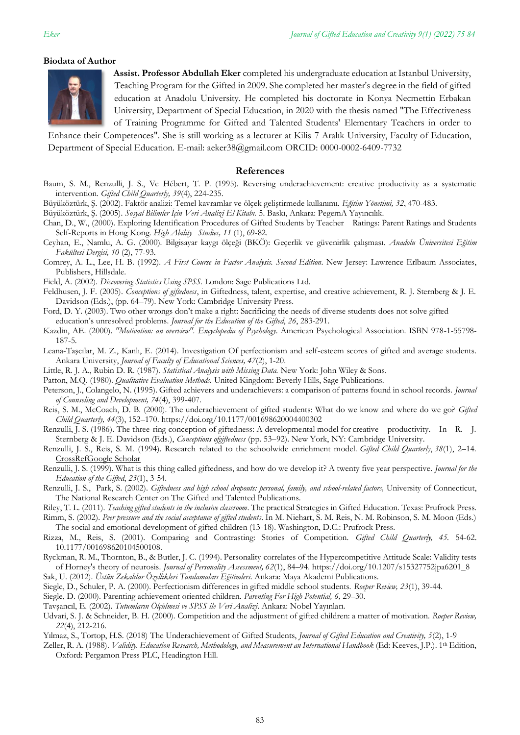### Biodata of Author

**Assist. Professor Abdullah Eker** completed his undergraduate education at Istanbul University, Teaching Program for the Gifted in 2009. She completed her master's degree in the field of gifted education at Anadolu University. He completed his doctorate in Konya Necmettin Erbakan University, Department of Special Education, in 2020 with the thesis named "The Effectiveness of Training Programme for Gifted and Talented Students' Elementary Teachers in order to Enhance their Competences". She is still working as a lecturer at Kilis 7 Aralık University, Faculty of Education, Department of Special Education. E-mail: aeker38@gmail.com ORCID: 0000-0002-6409-7732

## References

Baum, S. M., Renzulli, J. S., Ve Hébert, T. P. (1995). Reversing underachievement: creative productivity as a systematic intervention. *Gifted Child Quarterly, 39*(4), 224-235.

Büyüköztürk, Ş. (2002). Faktör analizi: Temel kavramlar ve ölçek geliştirmede kullanımı. *Eğitim Yönetimi, 32*, 470-483.

Büyüköztürk, Ş. (2005). *Sosyal Bilimler İçin Veri Analizi El Kitabı.* 5. Baskı, Ankara: PegemA Yayıncılık.

Chan, D., W., (2000). Exploring Identification Procedures of Gifted Students by Teacher Ratings: Parent Ratings and Students Self-Reports in Hong Kong. *High Ability Studies, 11* (1), 69-82.

Ceyhan, E., Namlu, A. G. (2000). Bilgisayar kaygı ölçeği (BKÖ): Geçerlik ve güvenirlik çalışması. *Anadolu Üniversitesi Eğitim Fakültesi Dergisi, 10* (2), 77-93.

Comrey, A. L., Lee, H. B. (1992). *A First Course in Factor Analysis. Second Edition.* New Jersey: Lawrence Erlbaum Associates, Publishers, Hillsdale.

Field, A. (2002). *Discovering Statistics Using SPSS.* London: Sage Publications Ltd.

Feldhusen, J. F. (2005). *Conceptions of giftedness*, in Giftedness, talent, expertise, and creative achievement, R. J. Sternberg & J. E. Davidson (Eds.), (pp. 64–79). New York: Cambridge University Press.

Ford, D. Y. (2003). Two other wrongs don't make a right: Sacrificing the needs of diverse students does not solve gifted education's unresolved problems. *Journal for the Education of the Gifted*, *26*, 283-291.

Kazdin, AE. (2000). *"Motivation: an overview". Encyclopedia of Psychology.* American Psychological Association. ISBN 978-1-55798-187-5.

Leana-Taşcılar, M. Z., Kanlı, E. (2014). Investigation Of perfectionism and self-esteem scores of gifted and average students. Ankara University, *Journal of Faculty of Educational Sciences, 47*(2), 1-20.

Little, R. J. A., Rubin D. R. (1987). *Statistical Analysis with Missing Data.* New York: John Wiley & Sons.

Patton, M.Q. (1980). *Qualitative Evaluation Methods.* United Kingdom: Beverly Hills, Sage Publications.

Peterson, J., Colangelo, N. (1995). Gifted achievers and underachievers: a comparison of patterns found in school records. *Journal of Counseling and Development, 74*(4), 399-407.

Reis, S. M., McCoach, D. B. (2000). The underachievement of gifted students: What do we know and where do we go? *Gifted Child Quarterly, 44*(3), 152–170. https://doi.org/10.1177/001698620004400302

Renzulli, J. S. (1986). The three-ring conception of giftedness: A developmental model for creative productivity. In R. J. Sternberg & J. E. Davidson (Eds.), *Conceptions ofgiftedness* (pp. 53–92). New York, NY: Cambridge University.

Renzulli, J. S., Reis, S. M. (1994). Research related to the schoolwide enrichment model. *Gifted Child Quarterly*, *38*(1), 2–14. CrossRefGoogle Scholar

Renzulli, J. S. (1999). What is this thing called giftedness, and how do we develop it? A twenty five year perspective. *Journal for the Education of the Gifted*, *23*(1), 3-54.

Renzulli, J. S., Park, S. (2002). *Giftedness and high school dropouts: personal, family, and school-related factors,* University of Connecticut, The National Research Center on The Gifted and Talented Publications.

Riley, T. L. (2011). *Teaching gifted students in the inclusive classroom*. The practical Strategies in Gifted Education. Texas: Prufrock Press.

Rimm, S. (2002). *Peer pressure and the social acceptance of gifted students*. In M. Niehart, S. M. Reis, N. M. Robinson, S. M. Moon (Eds.) The social and emotional development of gifted children (13-18). Washington, D.C.: Prufrock Press.

Rizza, M., Reis, S. (2001). Comparing and Contrasting: Stories of Competition. *Gifted Child Quarterly, 45*. 54-62. 10.1177/001698620104500108.

Ryckman, R. M., Thornton, B., & Butler, J. C. (1994). Personality correlates of the Hypercompetitive Attitude Scale: Validity tests of Horney's theory of neurosis. *Journal of Personality Assessment, 62*(1), 84–94. https://doi.org/10.1207/s15327752jpa6201_8

Sak, U. (2012). *Üstün Zekalılar Özellikleri Tanılamaları Eğitimleri.* Ankara: Maya Akademi Publications.

Siegle, D., Schuler, P. A. (2000). Perfectionism differences in gifted middle school students. *Roeper Review, 23*(1), 39-44.

Siegle, D. (2000). Parenting achievement oriented children. *Parenting For High Potential, 6,* 29–30.

Tavşancıl, E. (2002). *Tutumların Ölçülmesi ve SPSS ile Veri Analizi.* Ankara: Nobel Yayınları.

Udvari, S. J. & Schneider, B. H. (2000). Competition and the adjustment of gifted children: a matter of motivation. *Roeper Review, 22*(4), 212-216.

Yılmaz, S., Tortop, H.S. (2018) The Underachievement of Gifted Students, *Journal of Gifted Education and Creativity, 5*(2), 1-9

Zeller, R. A. (1988). *Validity. Education Research, Methodology, and Measurement an International Handbook* (Ed: Keeves, J.P.). 1th Edition, Oxford: Pergamon Press PLC, Headington Hill.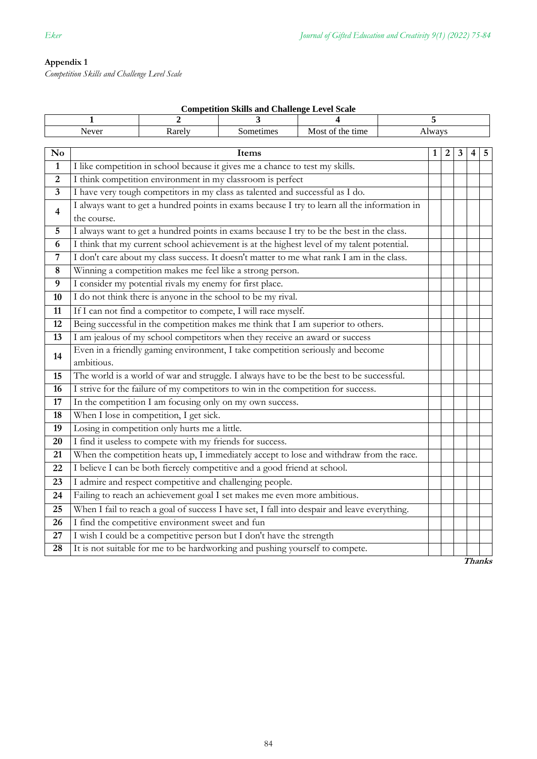**Appendix 1**

*Competition Skills and Challenge Level Scale*

**Competition Skills and Challenge Level Scale**

| 1 | 2 | 3 | 4 | 5 |
|---|---|---|---|---|
| Never | Rarely | Sometimes | Most of the time | Always |

| No | Items | 1 | 2 | 3 | 4 | 5 |
|---|---|---|---|---|---|---|
| 1 | I like competition in school because it gives me a chance to test my skills. | | | | | |
| 2 | I think competition environment in my classroom is perfect | | | | | |
| 3 | I have very tough competitors in my class as talented and successful as I do. | | | | | |
| 4 | I always want to get a hundred points in exams because I try to learn all the information in the course. | | | | | |
| 5 | I always want to get a hundred points in exams because I try to be the best in the class. | | | | | |
| 6 | I think that my current school achievement is at the highest level of my talent potential. | | | | | |
| 7 | I don't care about my class success. It doesn't matter to me what rank I am in the class. | | | | | |
| 8 | Winning a competition makes me feel like a strong person. | | | | | |
| 9 | I consider my potential rivals my enemy for first place. | | | | | |
| 10 | I do not think there is anyone in the school to be my rival. | | | | | |
| 11 | If I can not find a competitor to compete, I will race myself. | | | | | |
| 12 | Being successful in the competition makes me think that I am superior to others. | | | | | |
| 13 | I am jealous of my school competitors when they receive an award or success | | | | | |
| 14 | Even in a friendly gaming environment, I take competition seriously and become ambitious. | | | | | |
| 15 | The world is a world of war and struggle. I always have to be the best to be successful. | | | | | |
| 16 | I strive for the failure of my competitors to win in the competition for success. | | | | | |
| 17 | In the competition I am focusing only on my own success. | | | | | |
| 18 | When I lose in competition, I get sick. | | | | | |
| 19 | Losing in competition only hurts me a little. | | | | | |
| 20 | I find it useless to compete with my friends for success. | | | | | |
| 21 | When the competition heats up, I immediately accept to lose and withdraw from the race. | | | | | |
| 22 | I believe I can be both fiercely competitive and a good friend at school. | | | | | |
| 23 | I admire and respect competitive and challenging people. | | | | | |
| 24 | Failing to reach an achievement goal I set makes me even more ambitious. | | | | | |
| 25 | When I fail to reach a goal of success I have set, I fall into despair and leave everything. | | | | | |
| 26 | I find the competitive environment sweet and fun | | | | | |
| 27 | I wish I could be a competitive person but I don't have the strength | | | | | |
| 28 | It is not suitable for me to be hardworking and pushing yourself to compete. | | | | | |

***Thanks***